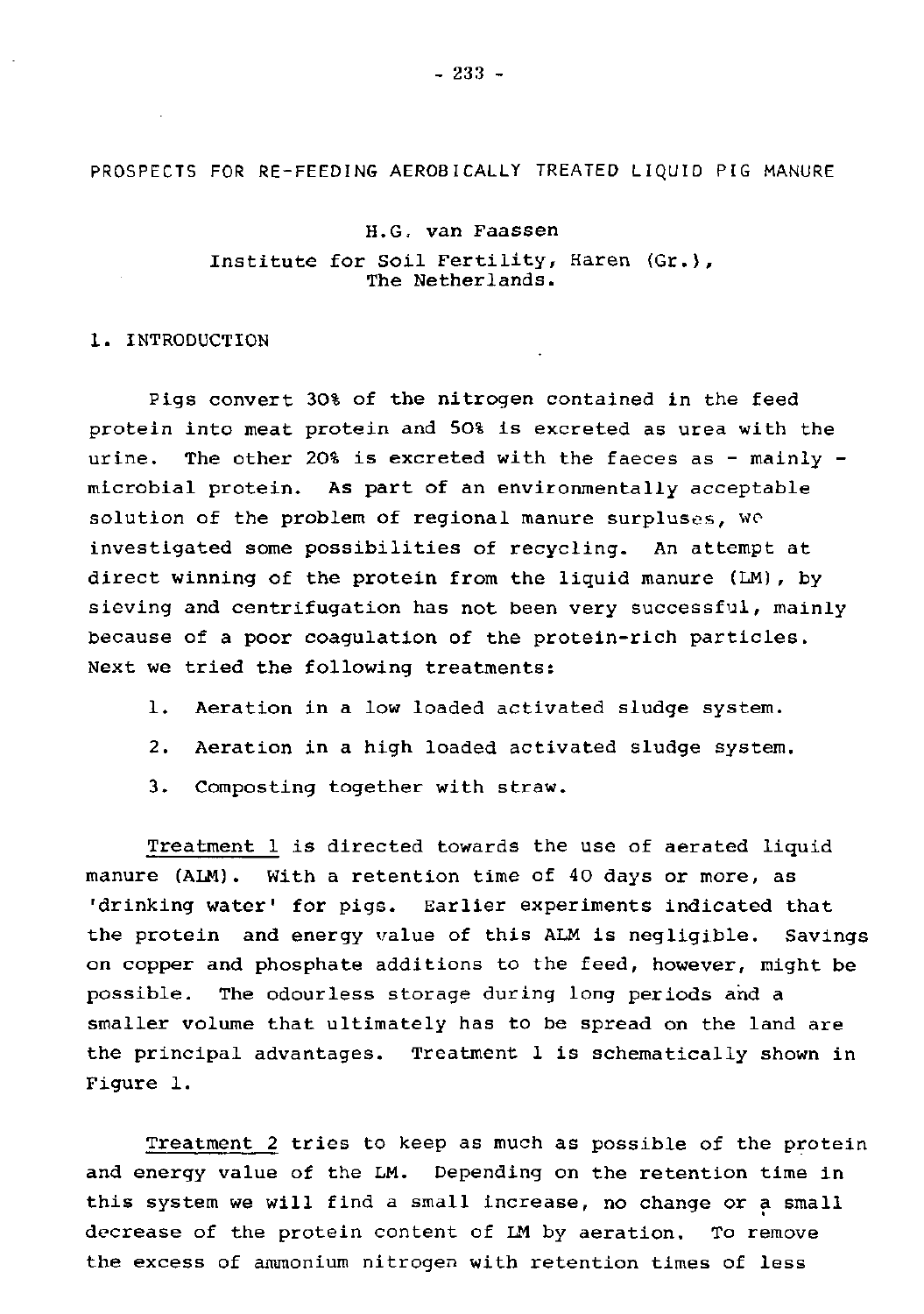# PROSPECTS FOR RE-FEEDING AEROBICALLY TREATED LIQUID PIG MANURE

H.G. van Faassen
Institute for Soil Fertility, Haren (Gr.), The Netherlands.

## 1. INTRODUCTION

Pigs convert 30% of the nitrogen contained in the feed protein into meat protein and 50% is excreted as urea with the urine. The other 20% is excreted with the faeces as - mainly - microbial protein. As part of an environmentally acceptable solution of the problem of regional manure surpluses, we investigated some possibilities of recycling. An attempt at direct winning of the protein from the liquid manure (LM), by sieving and centrifugation has not been very successful, mainly because of a poor coagulation of the protein-rich particles. Next we tried the following treatments:

1. Aeration in a low loaded activated sludge system.
2. Aeration in a high loaded activated sludge system.
3. Composting together with straw.

Treatment 1 is directed towards the use of aerated liquid manure (ALM). With a retention time of 40 days or more, as 'drinking water' for pigs. Earlier experiments indicated that the protein and energy value of this ALM is negligible. Savings on copper and phosphate additions to the feed, however, might be possible. The odourless storage during long periods and a smaller volume that ultimately has to be spread on the land are the principal advantages. Treatment 1 is schematically shown in Figure 1.

Treatment 2 tries to keep as much as possible of the protein and energy value of the LM. Depending on the retention time in this system we will find a small increase, no change or a small decrease of the protein content of LM by aeration. To remove the excess of ammonium nitrogen with retention times of less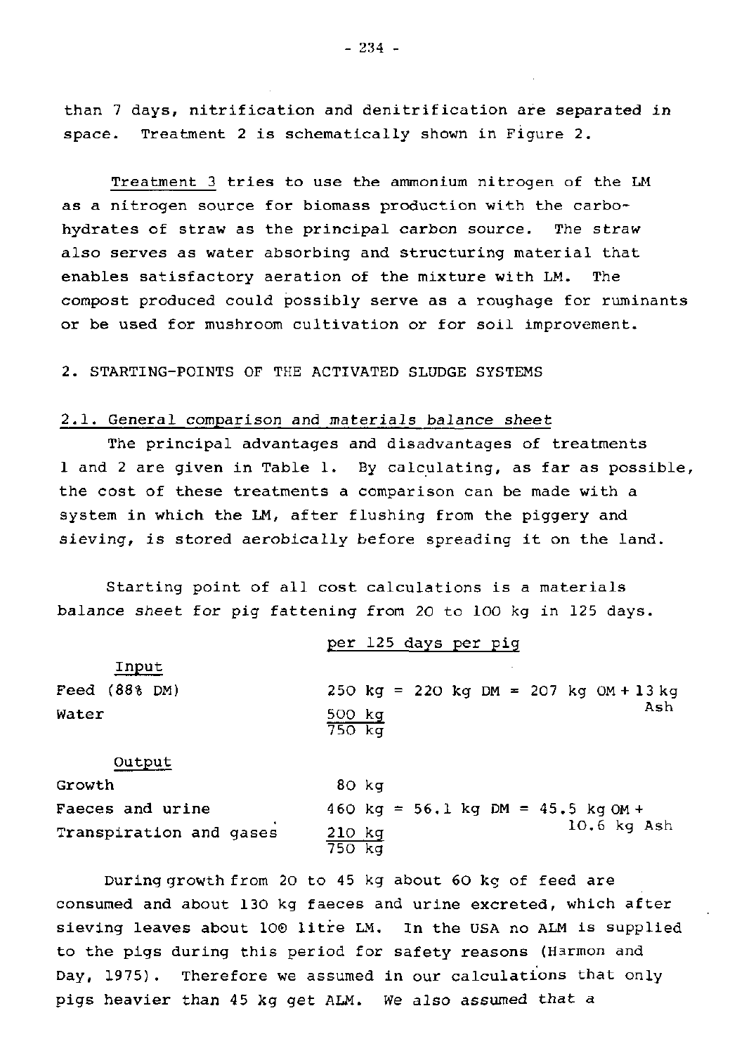than 7 days, nitrification and denitrification are separated in space. Treatment 2 is schematically shown in Figure 2.

Treatment 3 tries to use the ammonium nitrogen of the LM as a nitrogen source for biomass production with the carbohydrates of straw as the principal carbon source. The straw also serves as water absorbing and structuring material that enables satisfactory aeration of the mixture with LM. The compost produced could possibly serve as a roughage for ruminants or be used for mushroom cultivation or for soil improvement.

## 2. STARTING-POINTS OF THE ACTIVATED SLUDGE SYSTEMS

### 2.1. General comparison and materials balance sheet

The principal advantages and disadvantages of treatments 1 and 2 are given in Table 1. By calculating, as far as possible, the cost of these treatments a comparison can be made with a system in which the LM, after flushing from the piggery and sieving, is stored aerobically before spreading it on the land.

Starting point of all cost calculations is a materials balance sheet for pig fattening from 20 to 100 kg in 125 days.

| | per 125 days per pig |
|---|---|
| **Input** | |
| Feed (88% DM) | 250 kg = 220 kg DM = 207 kg OM + 13 kg Ash |
| Water | 500 kg |
| | 750 kg |
| **Output** | |
| Growth | 80 kg |
| Faeces and urine | 460 kg = 56.1 kg DM = 45.5 kg OM + 10.6 kg Ash |
| Transpiration and gases | 210 kg |
| | 750 kg |

During growth from 20 to 45 kg about 60 kg of feed are consumed and about 130 kg faeces and urine excreted, which after sieving leaves about 100 litre LM. In the USA no ALM is supplied to the pigs during this period for safety reasons (Harmon and Day, 1975). Therefore we assumed in our calculations that only pigs heavier than 45 kg get ALM. We also assumed that a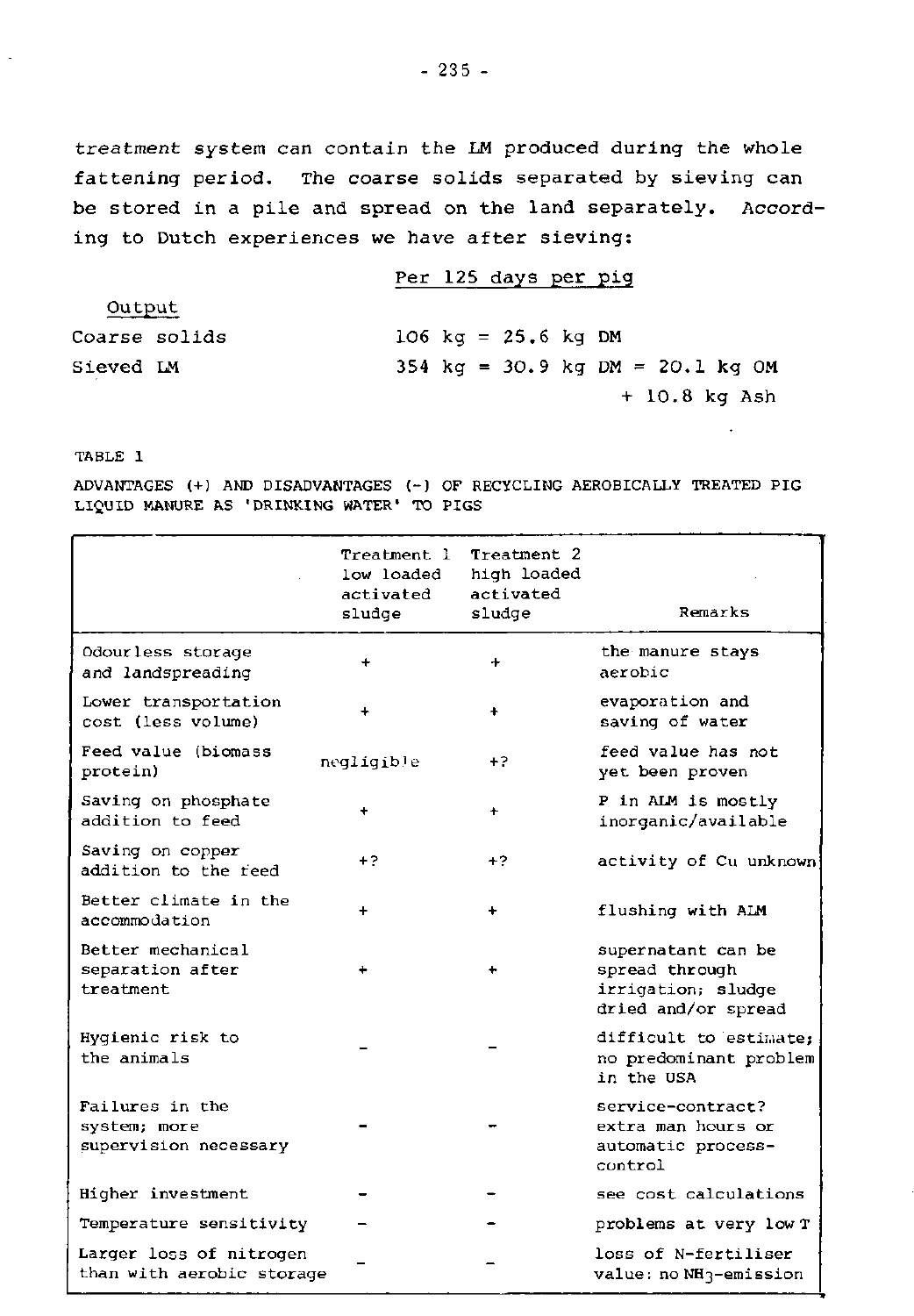*treatment* system can contain the LM produced during the whole fattening period. The coarse solids separated by sieving can be stored in a pile and spread on the land separately. According to Dutch experiences we have after sieving:

| Output | Per 125 days per pig |
|---|---|
| Coarse solids | 106 kg = 25.6 kg DM |
| Sieved LM | 354 kg = 30.9 kg DM = 20.1 kg OM + 10.8 kg Ash |

TABLE 1

ADVANTAGES (+) AND DISADVANTAGES (-) OF RECYCLING AEROBICALLY TREATED PIG LIQUID MANURE AS 'DRINKING WATER' TO PIGS

| | Treatment 1 low loaded activated sludge | Treatment 2 high loaded activated sludge | Remarks |
|---|---|---|---|
| Odourless storage and landspreading | + | + | the manure stays aerobic |
| Lower transportation cost (less volume) | + | + | evaporation and saving of water |
| Feed value (biomass protein) | negligible | +? | feed value has not yet been proven |
| Saving on phosphate addition to feed | + | + | P in ALM is mostly inorganic/available |
| Saving on copper addition to the feed | +? | +? | activity of Cu unknown |
| Better climate in the accommodation | + | + | flushing with ALM |
| Better mechanical separation after treatment | + | + | supernatant can be spread through irrigation; sludge dried and/or spread |
| Hygienic risk to the animals | - | - | difficult to estimate; no predominant problem in the USA |
| Failures in the system; more supervision necessary | - | - | service-contract? extra man hours or automatic process-control |
| Higher investment | - | - | see cost calculations |
| Temperature sensitivity | - | - | problems at very low T |
| Larger loss of nitrogen than with aerobic storage | - | - | loss of N-fertiliser value: no $NH_3$-emission |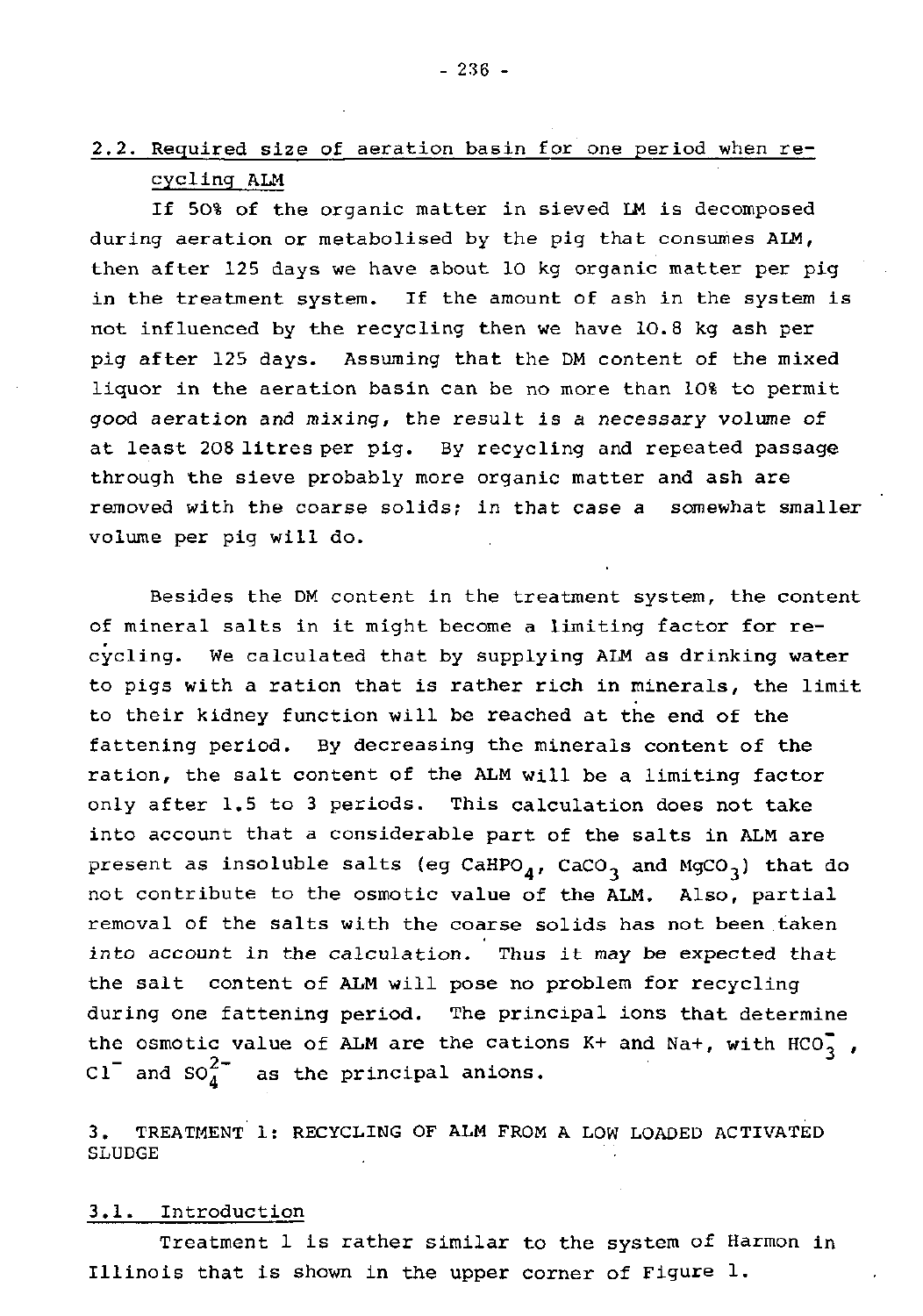## 2.2. Required size of aeration basin for one period when recycling ALM

If 50% of the organic matter in sieved LM is decomposed during aeration or metabolised by the pig that consumes ALM, then after 125 days we have about 10 kg organic matter per pig in the treatment system. If the amount of ash in the system is not influenced by the recycling then we have 10.8 kg ash per pig after 125 days. Assuming that the DM content of the mixed liquor in the aeration basin can be no more than 10% to permit good aeration and mixing, the result is a necessary volume of at least 208 litres per pig. By recycling and repeated passage through the sieve probably more organic matter and ash are removed with the coarse solids; in that case a somewhat smaller volume per pig will do.

Besides the DM content in the treatment system, the content of mineral salts in it might become a limiting factor for recycling. We calculated that by supplying ALM as drinking water to pigs with a ration that is rather rich in minerals, the limit to their kidney function will be reached at the end of the fattening period. By decreasing the minerals content of the ration, the salt content of the ALM will be a limiting factor only after 1.5 to 3 periods. This calculation does not take into account that a considerable part of the salts in ALM are present as insoluble salts (eg $CaHPO_4$, $CaCO_3$ and $MgCO_3$) that do not contribute to the osmotic value of the ALM. Also, partial removal of the salts with the coarse solids has not been taken into account in the calculation. Thus it may be expected that the salt content of ALM will pose no problem for recycling during one fattening period. The principal ions that determine the osmotic value of ALM are the cations $K^+$ and $Na^+$, with $HCO_3^-$, $Cl^-$ and $SO_4^{2-}$ as the principal anions.

# 3. TREATMENT 1: RECYCLING OF ALM FROM A LOW LOADED ACTIVATED SLUDGE

## 3.1. Introduction

Treatment 1 is rather similar to the system of Harmon in Illinois that is shown in the upper corner of Figure 1.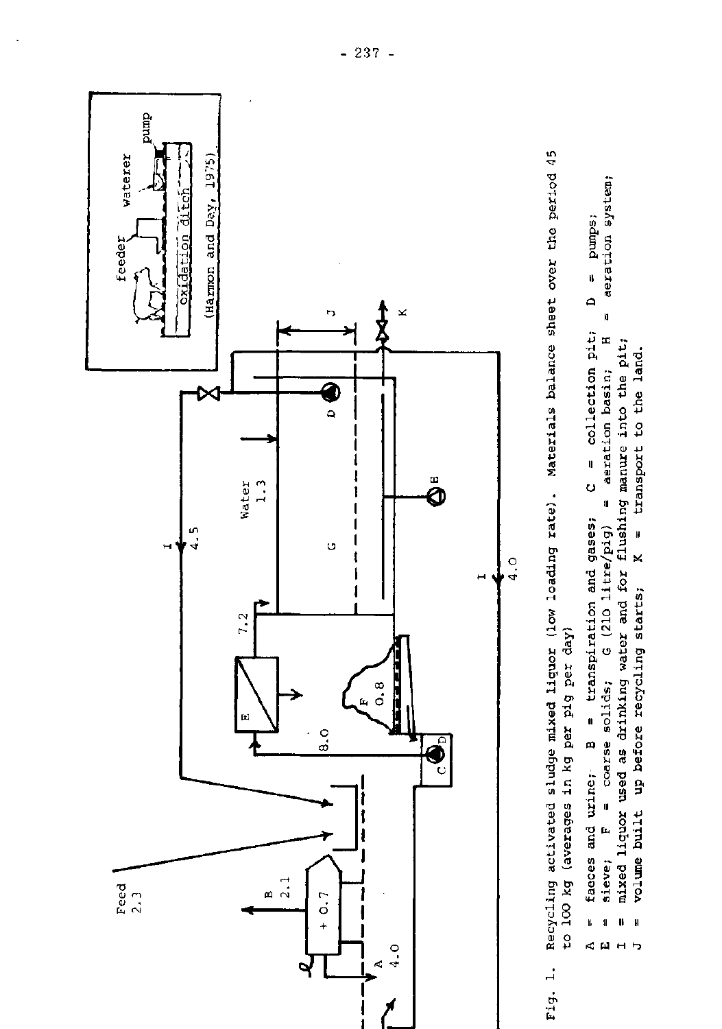Fig. 1. Recycling activated sludge mixed liquor (low loading rate). Materials balance sheet over the period 45 to 100 kg (averages in kg per pig per day)

A = faeces and urine; B = transpiration and gases; C = collection pit; D = pumps;
E = sieve; F = coarse solids; G (210 litre/pig) = aeration basin; H = aeration system;
I = mixed liquor used as drinking water and for flushing manure into the pit;
J = volume built up before recycling starts; K = transport to the land.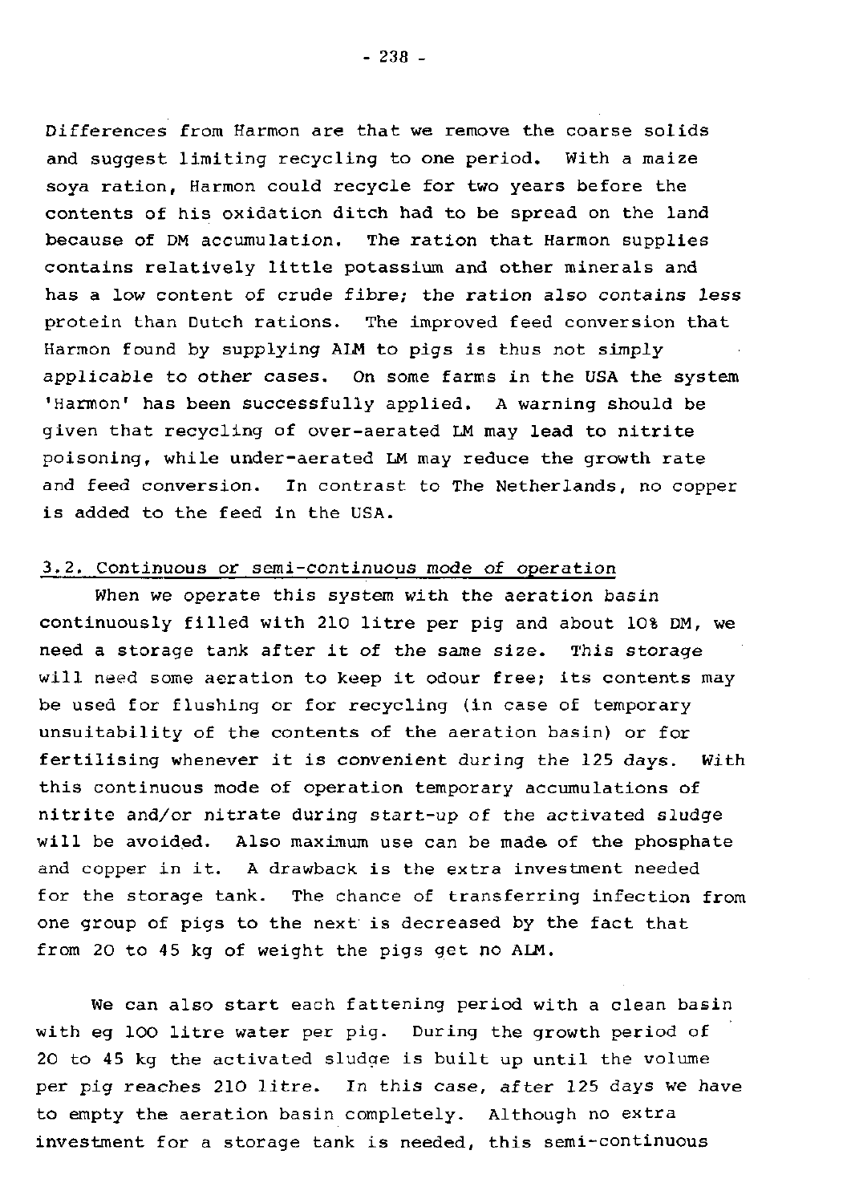Differences from Harmon are that we remove the coarse solids and suggest limiting recycling to one period. With a maize soya ration, Harmon could recycle for two years before the contents of his oxidation ditch had to be spread on the land because of DM accumulation. The ration that Harmon supplies contains relatively little potassium and other minerals and has a low content of crude fibre; the ration also contains less protein than Dutch rations. The improved feed conversion that Harmon found by supplying ALM to pigs is thus not simply applicable to other cases. On some farms in the USA the system 'Harmon' has been successfully applied. A warning should be given that recycling of over-aerated LM may lead to nitrite poisoning, while under-aerated LM may reduce the growth rate and feed conversion. In contrast to The Netherlands, no copper is added to the feed in the USA.

### 3.2. Continuous or semi-continuous mode of operation

When we operate this system with the aeration basin continuously filled with 210 litre per pig and about 10% DM, we need a storage tank after it of the same size. This storage will need some aeration to keep it odour free; its contents may be used for flushing or for recycling (in case of temporary unsuitability of the contents of the aeration basin) or for fertilising whenever it is convenient during the 125 days. With this continuous mode of operation temporary accumulations of nitrite and/or nitrate during start-up of the activated sludge will be avoided. Also maximum use can be made of the phosphate and copper in it. A drawback is the extra investment needed for the storage tank. The chance of transferring infection from one group of pigs to the next is decreased by the fact that from 20 to 45 kg of weight the pigs get no ALM.

We can also start each fattening period with a clean basin with eg 100 litre water per pig. During the growth period of 20 to 45 kg the activated sludge is built up until the volume per pig reaches 210 litre. In this case, after 125 days we have to empty the aeration basin completely. Although no extra investment for a storage tank is needed, this semi-continuous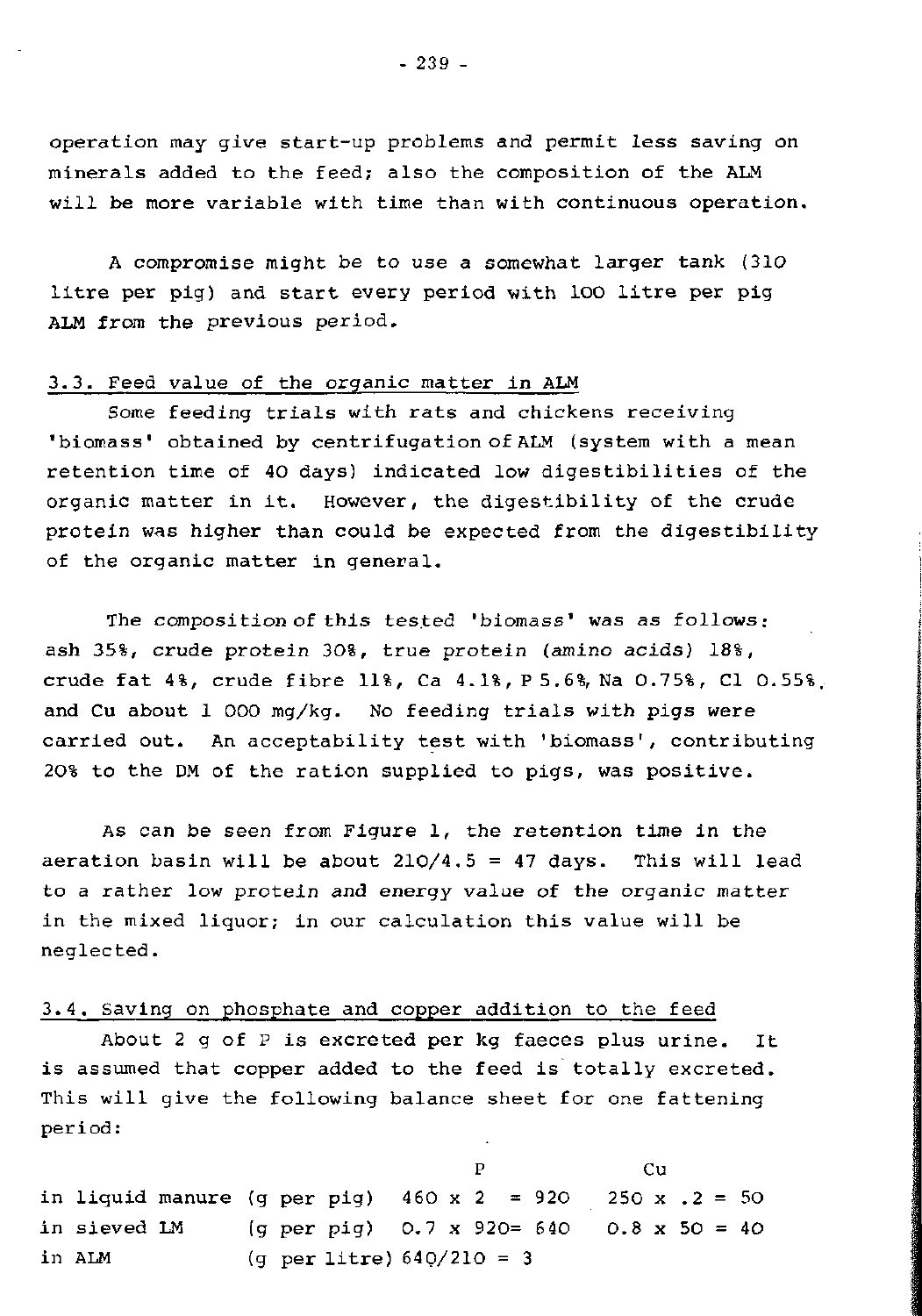operation may give start-up problems and permit less saving on minerals added to the feed; also the composition of the ALM will be more variable with time than with continuous operation.

A compromise might be to use a somewhat larger tank (310 litre per pig) and start every period with 100 litre per pig ALM from the previous period.

### 3.3. Feed value of the organic matter in ALM

Some feeding trials with rats and chickens receiving 'biomass' obtained by centrifugation of ALM (system with a mean retention time of 40 days) indicated low digestibilities of the organic matter in it. However, the digestibility of the crude protein was higher than could be expected from the digestibility of the organic matter in general.

The composition of this tested 'biomass' was as follows: ash 35%, crude protein 30%, true protein (amino acids) 18%, crude fat 4%, crude fibre 11%, Ca 4.1%, P 5.6%, Na 0.75%, Cl 0.55%, and Cu about 1 000 mg/kg. No feeding trials with pigs were carried out. An acceptability test with 'biomass', contributing 20% to the DM of the ration supplied to pigs, was positive.

As can be seen from Figure 1, the retention time in the aeration basin will be about 210/4.5 = 47 days. This will lead to a rather low protein and energy value of the organic matter in the mixed liquor; in our calculation this value will be neglected.

### 3.4. Saving on phosphate and copper addition to the feed

About 2 g of P is excreted per kg faeces plus urine. It is assumed that copper added to the feed is totally excreted. This will give the following balance sheet for one fattening period:

| | | P | Cu |
|---|---|---|---|
| in liquid manure | (g per pig) | 460 x 2 = 920 | 250 x .2 = 50 |
| in sieved LM | (g per pig) | 0.7 x 920= 640 | 0.8 x 50 = 40 |
| in ALM | (g per litre) | 640/210 = 3 | |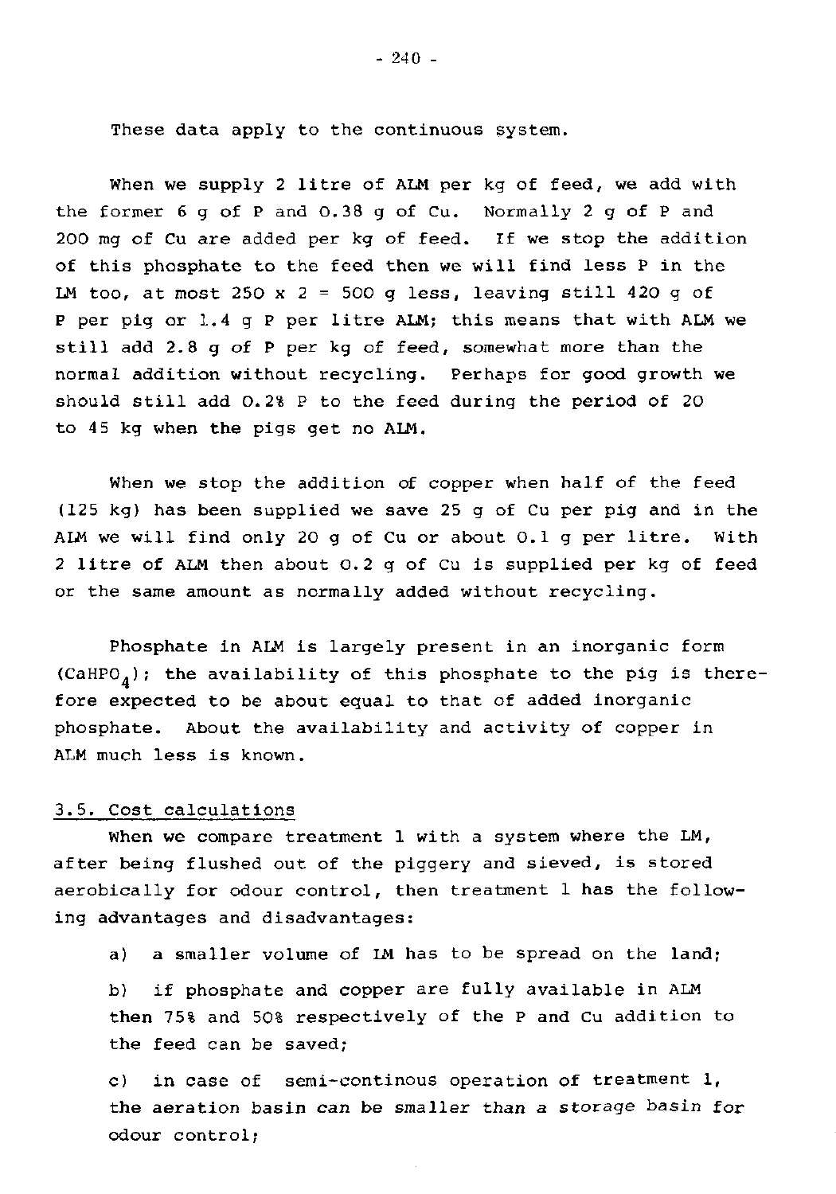These data apply to the continuous system.

When we supply 2 litre of ALM per kg of feed, we add with the former 6 g of P and 0.38 g of Cu. Normally 2 g of P and 200 mg of Cu are added per kg of feed. If we stop the addition of this phosphate to the feed then we will find less P in the LM too, at most 250 x 2 = 500 g less, leaving still 420 g of P per pig or 1.4 g P per litre ALM; this means that with ALM we still add 2.8 g of P per kg of feed, somewhat more than the normal addition without recycling. Perhaps for good growth we should still add 0.2% P to the feed during the period of 20 to 45 kg when the pigs get no ALM.

When we stop the addition of copper when half of the feed (125 kg) has been supplied we save 25 g of Cu per pig and in the ALM we will find only 20 g of Cu or about 0.1 g per litre. With 2 litre of ALM then about 0.2 g of Cu is supplied per kg of feed or the same amount as normally added without recycling.

Phosphate in ALM is largely present in an inorganic form ($CaHPO_4$); the availability of this phosphate to the pig is therefore expected to be about equal to that of added inorganic phosphate. About the availability and activity of copper in ALM much less is known.

### 3.5. Cost calculations

When we compare treatment 1 with a system where the LM, after being flushed out of the piggery and sieved, is stored aerobically for odour control, then treatment 1 has the following advantages and disadvantages:

a) a smaller volume of LM has to be spread on the land;

b) if phosphate and copper are fully available in ALM then 75% and 50% respectively of the P and Cu addition to the feed can be saved;

c) in case of semi-continous operation of treatment 1, the aeration basin can be smaller than a storage basin for odour control;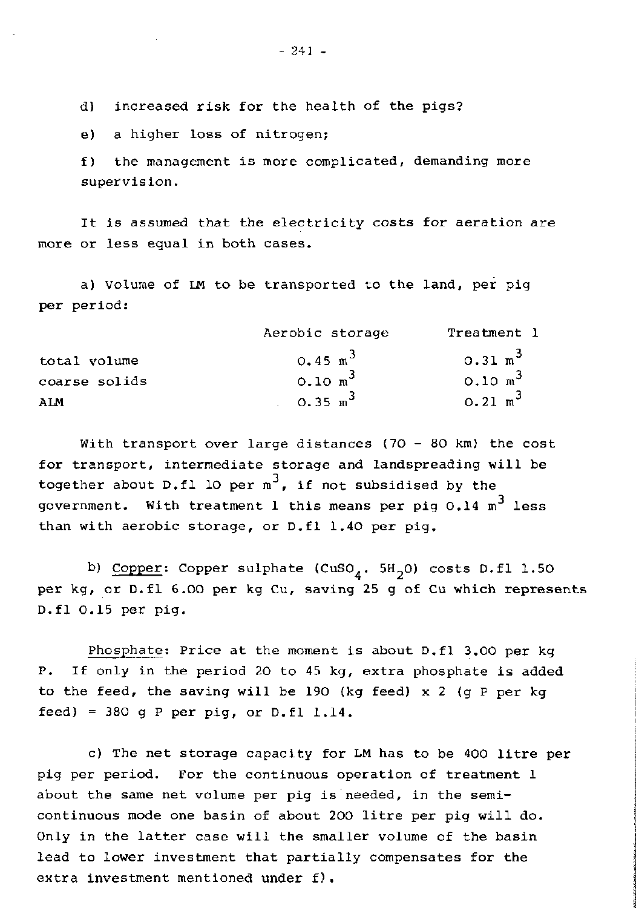d) increased risk for the health of the pigs?

e) a higher loss of nitrogen;

f) the management is more complicated, demanding more supervision.

It is assumed that the electricity costs for aeration are more or less equal in both cases.

a) Volume of LM to be transported to the land, per pig per period:

| | Aerobic storage | Treatment 1 |
|---|---|---|
| total volume | 0.45 $m^3$ | 0.31 $m^3$ |
| coarse solids | 0.10 $m^3$ | 0.10 $m^3$ |
| ALM | 0.35 $m^3$ | 0.21 $m^3$ |

With transport over large distances (70 - 80 km) the cost for transport, intermediate storage and landspreading will be together about D.fl 10 per $m^3$, if not subsidised by the government. With treatment 1 this means per pig 0.14 $m^3$ less than with aerobic storage, or D.fl 1.40 per pig.

b) Copper: Copper sulphate ($CuSO_4 . 5H_2O$) costs D.fl 1.50 per kg, or D.fl 6.00 per kg Cu, saving 25 g of Cu which represents D.fl 0.15 per pig.

Phosphate: Price at the moment is about D.fl 3.00 per kg P. If only in the period 20 to 45 kg, extra phosphate is added to the feed, the saving will be 190 (kg feed) x 2 (g P per kg feed) = 380 g P per pig, or D.fl 1.14.

c) The net storage capacity for LM has to be 400 litre per pig per period. For the continuous operation of treatment 1 about the same net volume per pig is needed, in the semi-continuous mode one basin of about 200 litre per pig will do. Only in the latter case will the smaller volume of the basin lead to lower investment that partially compensates for the extra investment mentioned under f).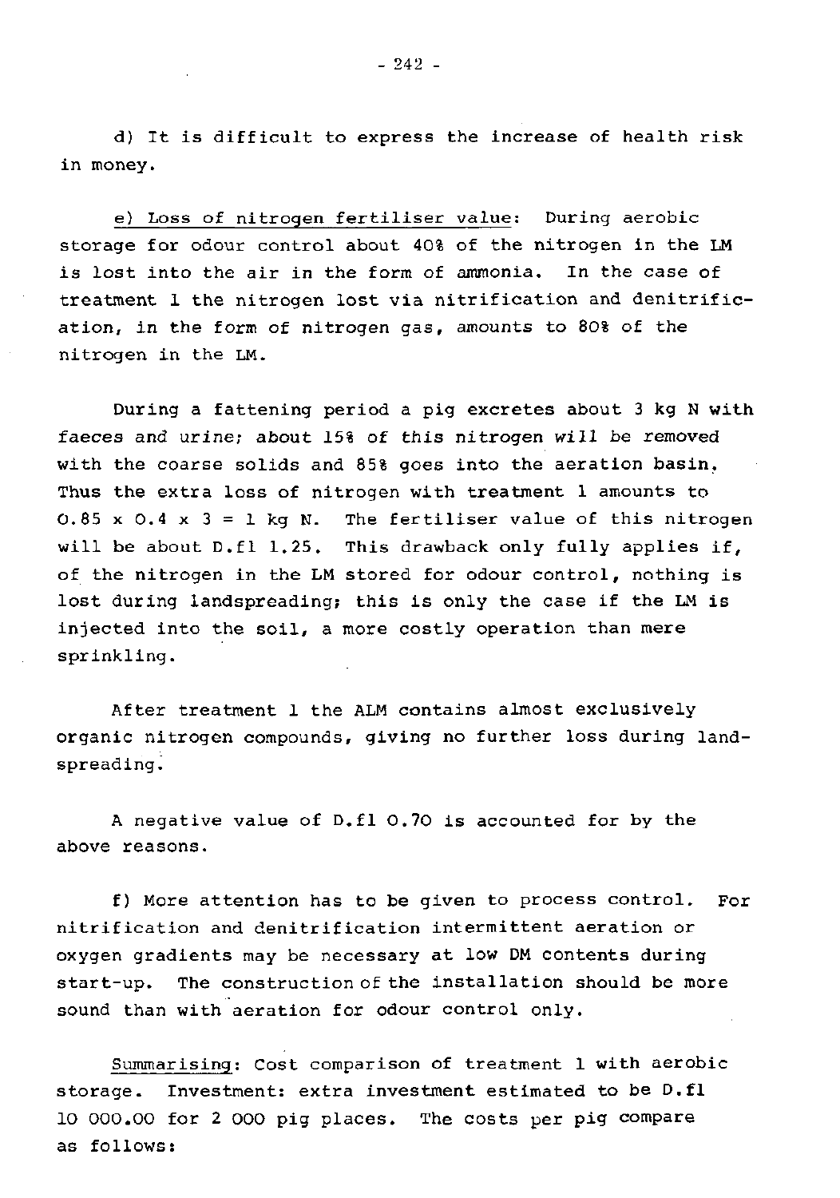d) It is difficult to express the increase of health risk in money.

e) <u>Loss of nitrogen fertiliser value</u>: During aerobic storage for odour control about 40% of the nitrogen in the LM is lost into the air in the form of ammonia. In the case of treatment 1 the nitrogen lost via nitrification and denitrification, in the form of nitrogen gas, amounts to 80% of the nitrogen in the LM.

During a fattening period a pig excretes about 3 kg N with faeces and urine; about 15% of this nitrogen will be removed with the coarse solids and 85% goes into the aeration basin. Thus the extra loss of nitrogen with treatment 1 amounts to $0.85 \times 0.4 \times 3 = 1$ kg N. The fertiliser value of this nitrogen will be about D.fl 1.25. This drawback only fully applies if, of the nitrogen in the LM stored for odour control, nothing is lost during landspreading; this is only the case if the LM is injected into the soil, a more costly operation than mere sprinkling.

After treatment 1 the ALM contains almost exclusively organic nitrogen compounds, giving no further loss during landspreading.

A negative value of D.fl 0.70 is accounted for by the above reasons.

f) More attention has to be given to process control. For nitrification and denitrification intermittent aeration or oxygen gradients may be necessary at low DM contents during start-up. The construction of the installation should be more sound than with aeration for odour control only.

<u>Summarising</u>: Cost comparison of treatment 1 with aerobic storage. Investment: extra investment estimated to be D.fl 10 000.00 for 2 000 pig places. The costs per pig compare as follows: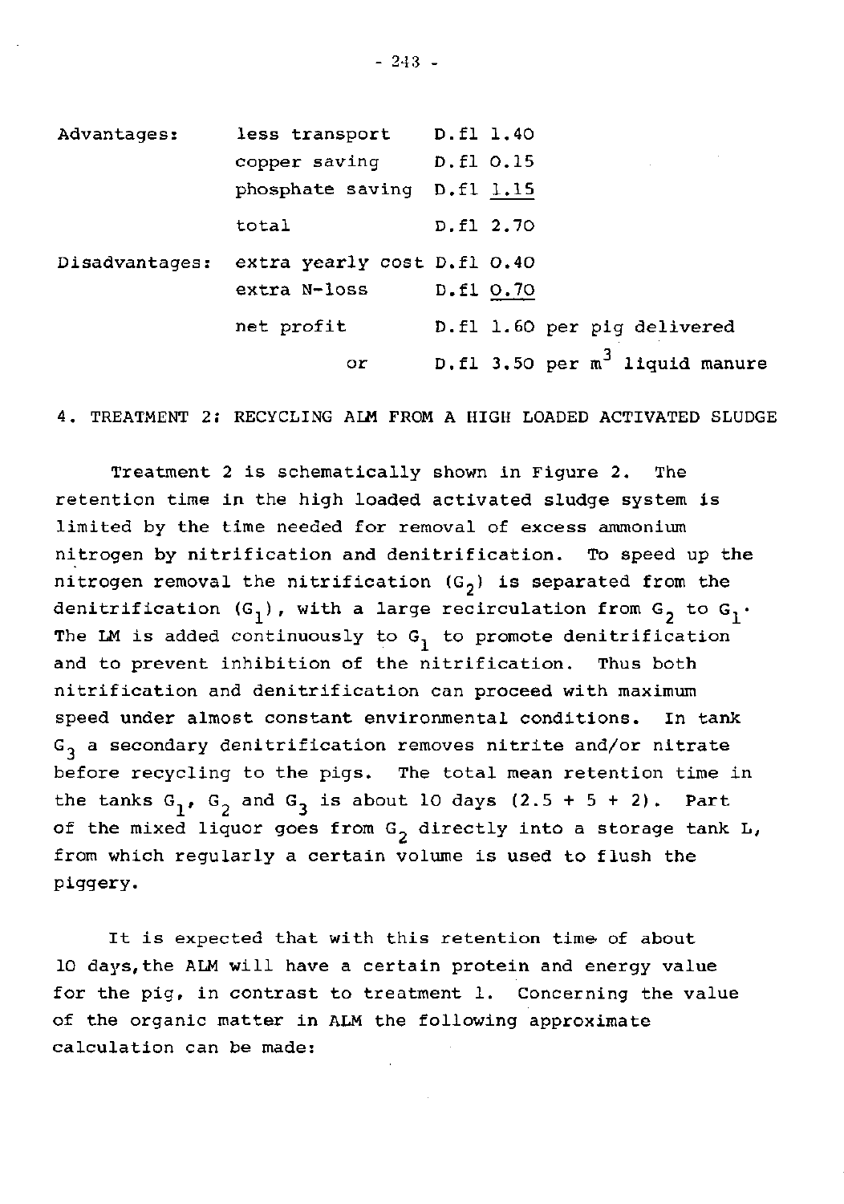| | | |
|---|---|---|
| Advantages: | less transport | D.fl 1.40 |
| | copper saving | D.fl 0.15 |
| | phosphate saving | D.fl 1.15 |
| | total | D.fl 2.70 |
| Disadvantages: | extra yearly cost | D.fl 0.40 |
| | extra N-loss | D.fl 0.70 |
| | net profit | D.fl 1.60 per pig delivered |
| | or | D.fl 3.50 per $m^3$ liquid manure |

## 4. TREATMENT 2: RECYCLING ALM FROM A HIGH LOADED ACTIVATED SLUDGE

Treatment 2 is schematically shown in Figure 2. The retention time in the high loaded activated sludge system is limited by the time needed for removal of excess ammonium nitrogen by nitrification and denitrification. To speed up the nitrogen removal the nitrification ($G_2$) is separated from the denitrification ($G_1$), with a large recirculation from $G_2$ to $G_1$. The LM is added continuously to $G_1$ to promote denitrification and to prevent inhibition of the nitrification. Thus both nitrification and denitrification can proceed with maximum speed under almost constant environmental conditions. In tank $G_3$ a secondary denitrification removes nitrite and/or nitrate before recycling to the pigs. The total mean retention time in the tanks $G_1$, $G_2$ and $G_3$ is about 10 days (2.5 + 5 + 2). Part of the mixed liquor goes from $G_2$ directly into a storage tank L, from which regularly a certain volume is used to flush the piggery.

It is expected that with this retention time of about 10 days, the ALM will have a certain protein and energy value for the pig, in contrast to treatment 1. Concerning the value of the organic matter in ALM the following approximate calculation can be made: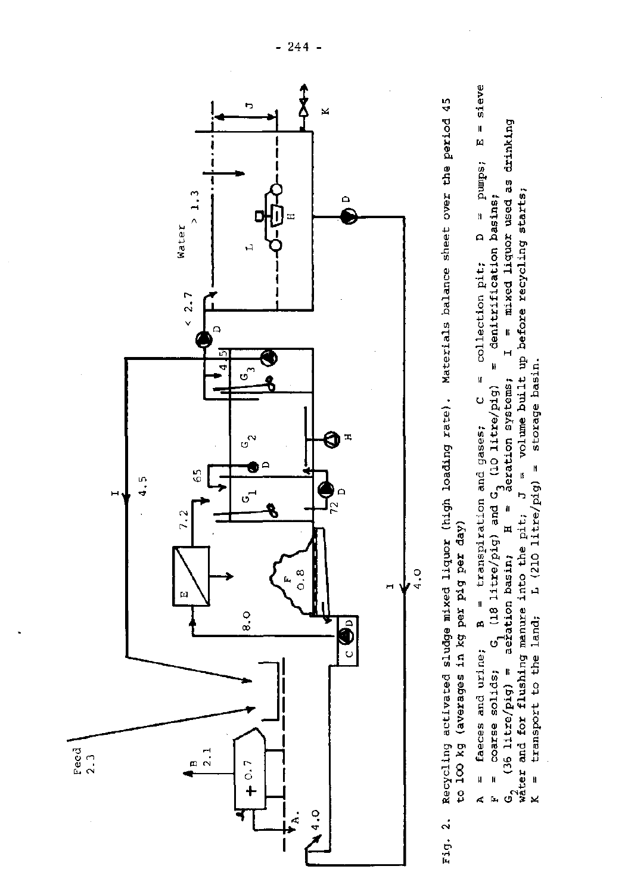Fig. 2. Recycling activated sludge mixed liquor (high loading rate). Materials balance sheet over the period 45 to 100 kg (averages in kg per pig per day)

A = faeces and urine; B = transpiration and gases; C = collection pit; D = pumps; E = sieve F = coarse solids; $G_1$ (18 litre/pig) and $G_3$ (10 litre/pig) = denitrification basins; $G_2$ (36 litre/pig) = aeration basin; H = aeration systems; I = mixed liquor used as drinking water and for flushing manure into the pit; J = volume built up before recycling starts; K = transport to the land; L (210 litre/pig) = storage basin.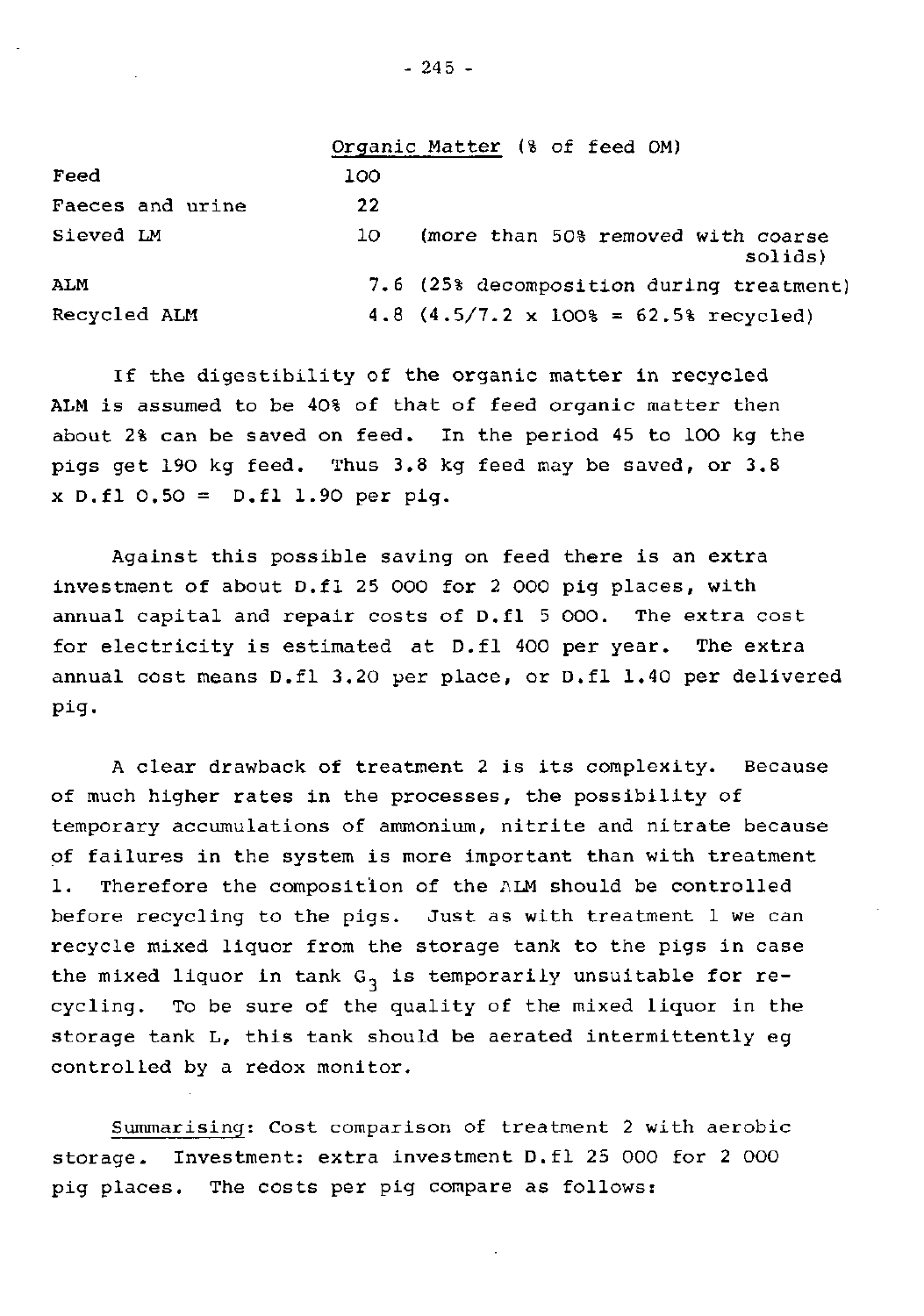| | Organic Matter (% of feed OM) |
|---|---|
| Feed | 100 |
| Faeces and urine | 22 |
| Sieved LM | 10 (more than 50% removed with coarse solids) |
| ALM | 7.6 (25% decomposition during treatment) |
| Recycled ALM | 4.8 (4.5/7.2 x 100% = 62.5% recycled) |

If the digestibility of the organic matter in recycled ALM is assumed to be 40% of that of feed organic matter then about 2% can be saved on feed. In the period 45 to 100 kg the pigs get 190 kg feed. Thus 3.8 kg feed may be saved, or 3.8 x D.fl 0.50 = D.fl 1.90 per pig.

Against this possible saving on feed there is an extra investment of about D.fl 25 000 for 2 000 pig places, with annual capital and repair costs of D.fl 5 000. The extra cost for electricity is estimated at D.fl 400 per year. The extra annual cost means D.fl 3.20 per place, or D.fl 1.40 per delivered pig.

A clear drawback of treatment 2 is its complexity. Because of much higher rates in the processes, the possibility of temporary accumulations of ammonium, nitrite and nitrate because of failures in the system is more important than with treatment 1. Therefore the composition of the ALM should be controlled before recycling to the pigs. Just as with treatment 1 we can recycle mixed liquor from the storage tank to the pigs in case the mixed liquor in tank $G_3$ is temporarily unsuitable for recycling. To be sure of the quality of the mixed liquor in the storage tank L, this tank should be aerated intermittently eg controlled by a redox monitor.

Summarising: Cost comparison of treatment 2 with aerobic storage. Investment: extra investment D.fl 25 000 for 2 000 pig places. The costs per pig compare as follows: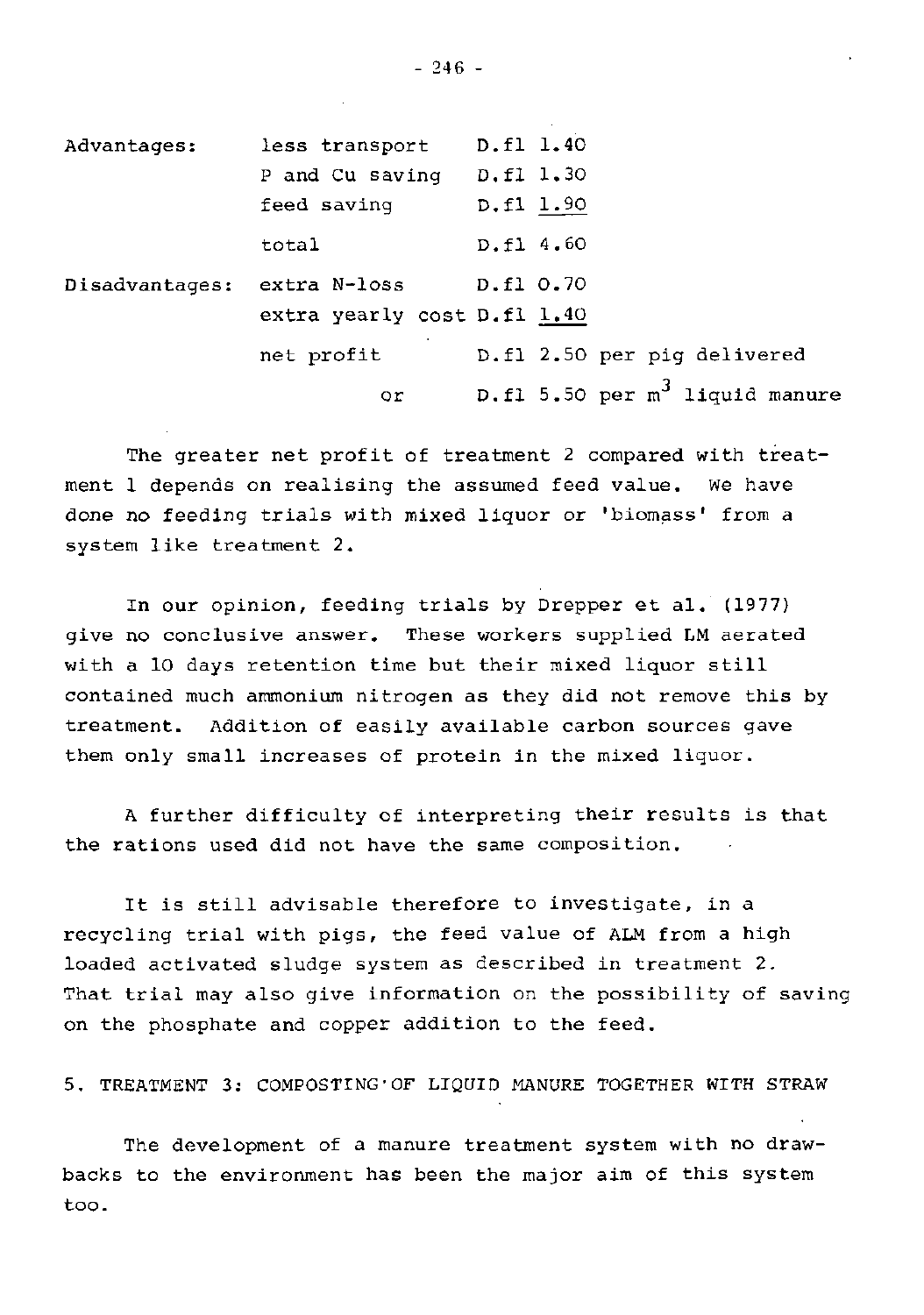| | | |
|---|---|---|
| Advantages: | less transport | D.fl 1.40 |
| | P and Cu saving | D.fl 1.30 |
| | feed saving | D.fl 1.90 |
| | total | D.fl 4.60 |
| Disadvantages: | extra N-loss | D.fl 0.70 |
| | extra yearly cost | D.fl 1.40 |
| | net profit | D.fl 2.50 per pig delivered |
| | or | D.fl 5.50 per $m^3$ liquid manure |

The greater net profit of treatment 2 compared with treatment 1 depends on realising the assumed feed value. We have done no feeding trials with mixed liquor or 'biomass' from a system like treatment 2.

In our opinion, feeding trials by Drepper et al. (1977) give no conclusive answer. These workers supplied LM aerated with a 10 days retention time but their mixed liquor still contained much ammonium nitrogen as they did not remove this by treatment. Addition of easily available carbon sources gave them only small increases of protein in the mixed liquor.

A further difficulty of interpreting their results is that the rations used did not have the same composition.

It is still advisable therefore to investigate, in a recycling trial with pigs, the feed value of ALM from a high loaded activated sludge system as described in treatment 2. That trial may also give information on the possibility of saving on the phosphate and copper addition to the feed.

## 5. TREATMENT 3: COMPOSTING OF LIQUID MANURE TOGETHER WITH STRAW

The development of a manure treatment system with no drawbacks to the environment has been the major aim of this system too.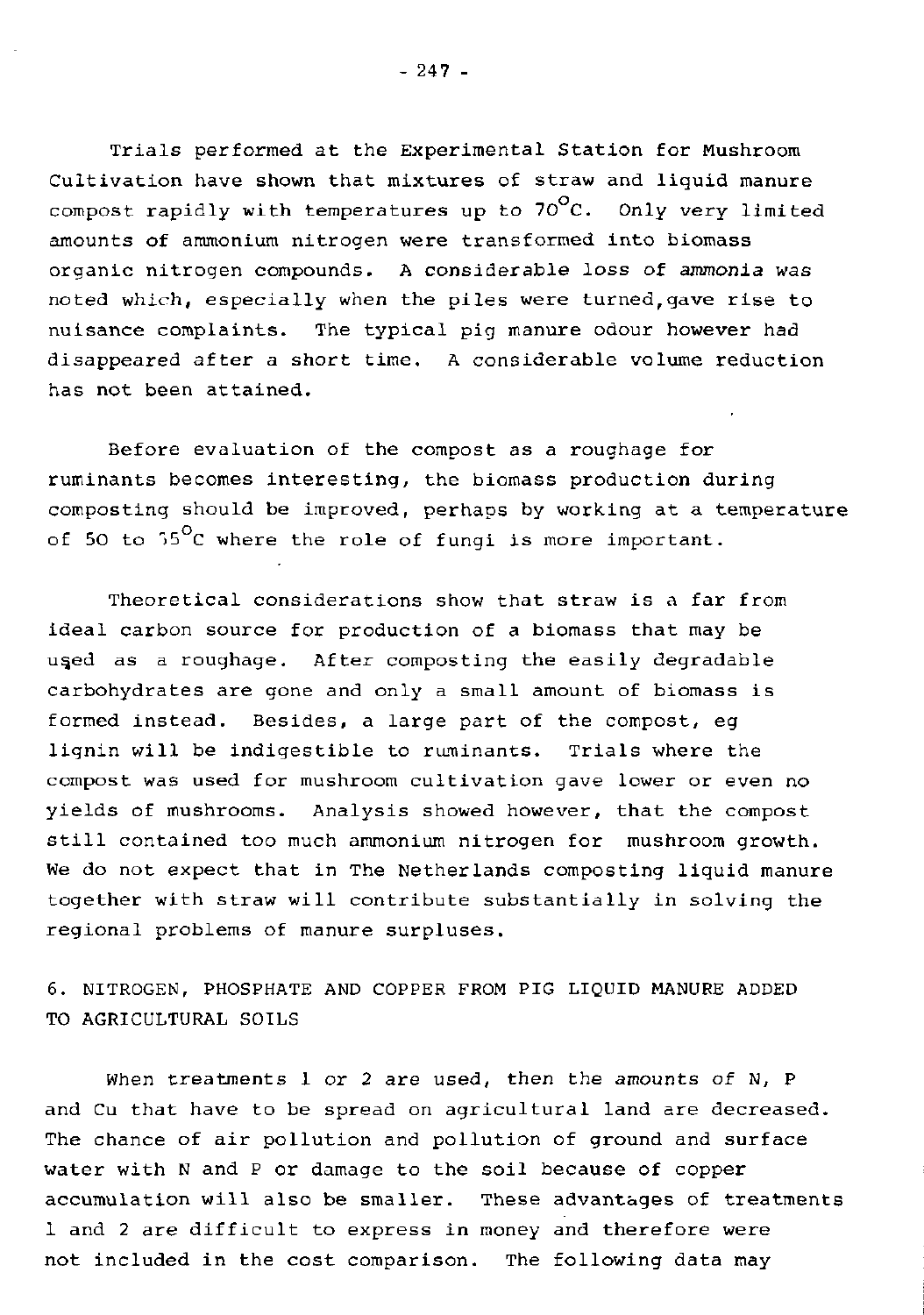Trials performed at the Experimental Station for Mushroom Cultivation have shown that mixtures of straw and liquid manure compost rapidly with temperatures up to 70°C. Only very limited amounts of ammonium nitrogen were transformed into biomass organic nitrogen compounds. A considerable loss of ammonia was noted which, especially when the piles were turned, gave rise to nuisance complaints. The typical pig manure odour however had disappeared after a short time. A considerable volume reduction has not been attained.

Before evaluation of the compost as a roughage for ruminants becomes interesting, the biomass production during composting should be improved, perhaps by working at a temperature of 50 to 55°C where the role of fungi is more important.

Theoretical considerations show that straw is a far from ideal carbon source for production of a biomass that may be used as a roughage. After composting the easily degradable carbohydrates are gone and only a small amount of biomass is formed instead. Besides, a large part of the compost, eg lignin will be indigestible to ruminants. Trials where the compost was used for mushroom cultivation gave lower or even no yields of mushrooms. Analysis showed however, that the compost still contained too much ammonium nitrogen for mushroom growth. We do not expect that in The Netherlands composting liquid manure together with straw will contribute substantially in solving the regional problems of manure surpluses.

## 6. NITROGEN, PHOSPHATE AND COPPER FROM PIG LIQUID MANURE ADDED TO AGRICULTURAL SOILS

When treatments 1 or 2 are used, then the amounts of N, P and Cu that have to be spread on agricultural land are decreased. The chance of air pollution and pollution of ground and surface water with N and P or damage to the soil because of copper accumulation will also be smaller. These advantages of treatments 1 and 2 are difficult to express in money and therefore were not included in the cost comparison. The following data may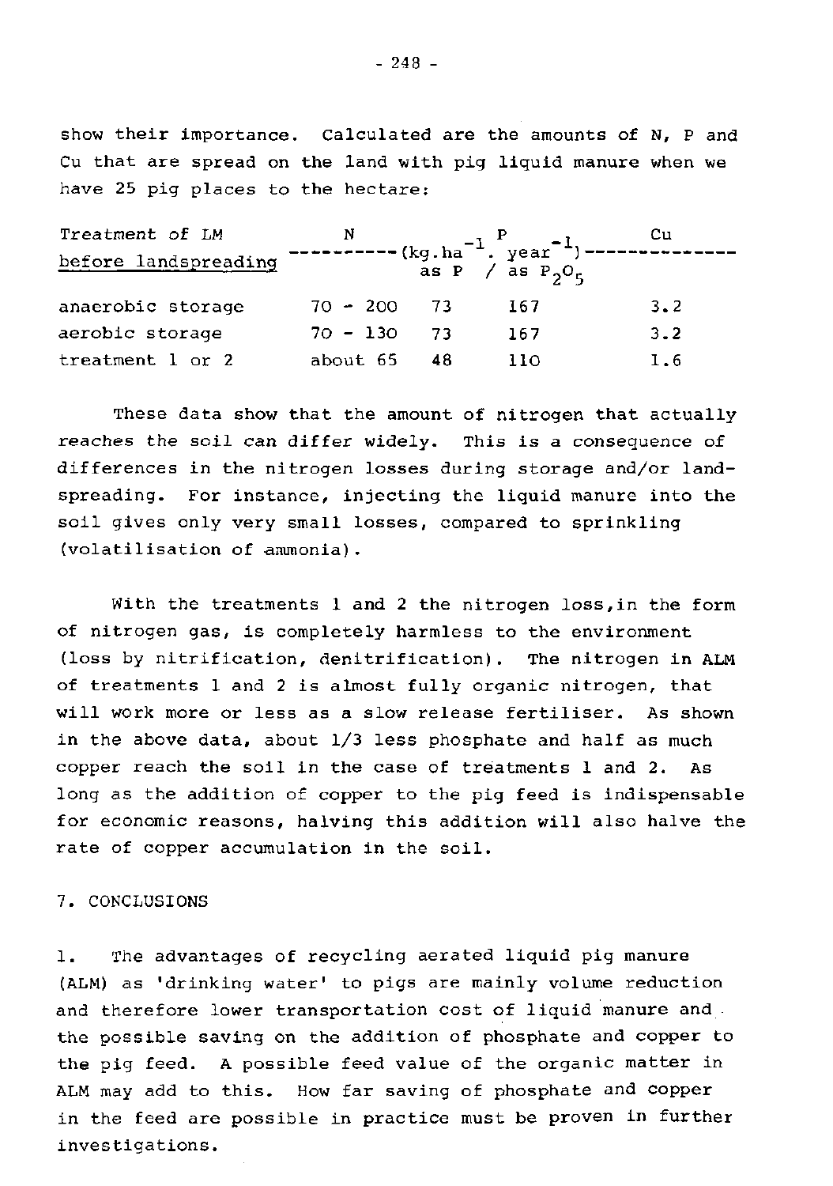show their importance. Calculated are the amounts of N, P and Cu that are spread on the land with pig liquid manure when we have 25 pig places to the hectare:

| Treatment of LM before landspreading | N | P as P | P as $P_2O_5$ | Cu |
|---|---|---|---|---|
| | ----------($kg.ha^{-1}.year^{-1}$)---------- | | | |
| anaerobic storage | 70 - 200 | 73 | 167 | 3.2 |
| aerobic storage | 70 - 130 | 73 | 167 | 3.2 |
| treatment 1 or 2 | about 65 | 48 | 110 | 1.6 |

These data show that the amount of nitrogen that actually reaches the soil can differ widely. This is a consequence of differences in the nitrogen losses during storage and/or landspreading. For instance, injecting the liquid manure into the soil gives only very small losses, compared to sprinkling (volatilisation of ammonia).

With the treatments 1 and 2 the nitrogen loss,in the form of nitrogen gas, is completely harmless to the environment (loss by nitrification, denitrification). The nitrogen in ALM of treatments 1 and 2 is almost fully organic nitrogen, that will work more or less as a slow release fertiliser. As shown in the above data, about 1/3 less phosphate and half as much copper reach the soil in the case of treatments 1 and 2. As long as the addition of copper to the pig feed is indispensable for economic reasons, halving this addition will also halve the rate of copper accumulation in the soil.

## 7. CONCLUSIONS

1. The advantages of recycling aerated liquid pig manure (ALM) as 'drinking water' to pigs are mainly volume reduction and therefore lower transportation cost of liquid manure and the possible saving on the addition of phosphate and copper to the pig feed. A possible feed value of the organic matter in ALM may add to this. How far saving of phosphate and copper in the feed are possible in practice must be proven in further investigations.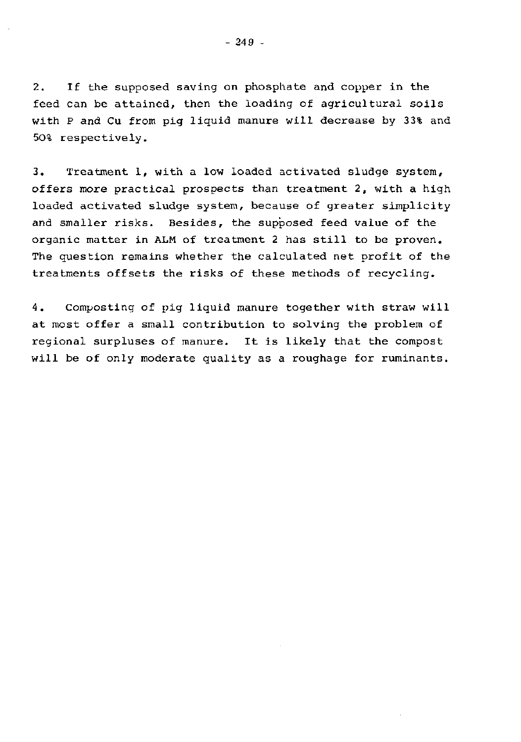2. If the supposed saving on phosphate and copper in the feed can be attained, then the loading of agricultural soils with P and Cu from pig liquid manure will decrease by 33% and 50% respectively.

3. Treatment 1, with a low loaded activated sludge system, offers more practical prospects than treatment 2, with a high loaded activated sludge system, because of greater simplicity and smaller risks. Besides, the supposed feed value of the organic matter in ALM of treatment 2 has still to be proven. The question remains whether the calculated net profit of the treatments offsets the risks of these methods of recycling.

4. Composting of pig liquid manure together with straw will at most offer a small contribution to solving the problem of regional surpluses of manure. It is likely that the compost will be of only moderate quality as a roughage for ruminants.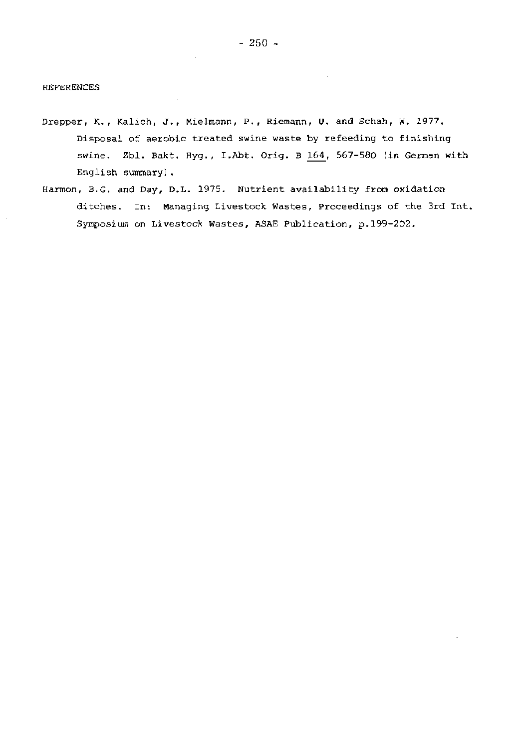## REFERENCES

Drepper, K., Kalich, J., Mielmann, P., Riemann, U. and Schah, W. 1977. Disposal of aerobic treated swine waste by refeeding to finishing swine. Zbl. Bakt. Hyg., I.Abt. Orig. B 164, 567-580 (in German with English summary).

Harmon, B.G. and Day, D.L. 1975. Nutrient availability from oxidation ditches. In: Managing Livestock Wastes, Proceedings of the 3rd Int. Symposium on Livestock Wastes, ASAE Publication, p.199-202.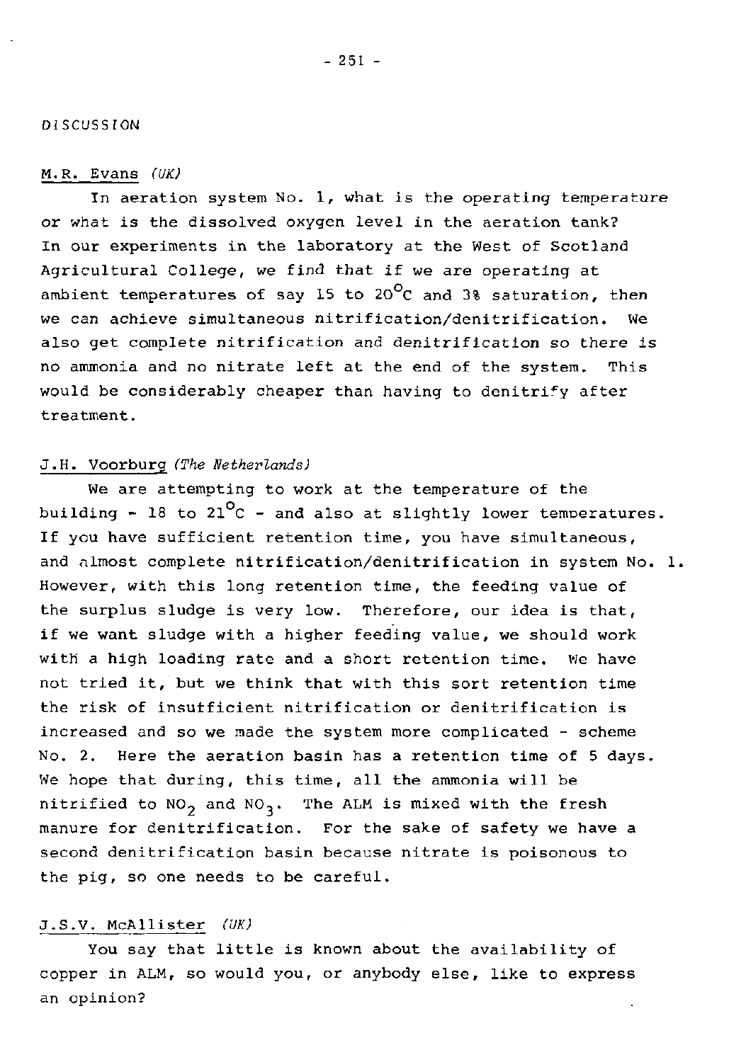## DISCUSSION

M.R. Evans *(UK)*

In aeration system No. 1, what is the operating temperature or what is the dissolved oxygen level in the aeration tank? In our experiments in the laboratory at the West of Scotland Agricultural College, we find that if we are operating at ambient temperatures of say 15 to 20°C and 3% saturation, then we can achieve simultaneous nitrification/denitrification. We also get complete nitrification and denitrification so there is no ammonia and no nitrate left at the end of the system. This would be considerably cheaper than having to denitrify after treatment.

J.H. Voorburg *(The Netherlands)*

We are attempting to work at the temperature of the building - 18 to 21°C - and also at slightly lower temperatures. If you have sufficient retention time, you have simultaneous, and almost complete nitrification/denitrification in system No. 1. However, with this long retention time, the feeding value of the surplus sludge is very low. Therefore, our idea is that, if we want sludge with a higher feeding value, we should work with a high loading rate and a short retention time. We have not tried it, but we think that with this sort retention time the risk of insufficient nitrification or denitrification is increased and so we made the system more complicated - scheme No. 2. Here the aeration basin has a retention time of 5 days. We hope that during, this time, all the ammonia will be nitrified to $NO_2$ and $NO_3$. The ALM is mixed with the fresh manure for denitrification. For the sake of safety we have a second denitrification basin because nitrate is poisonous to the pig, so one needs to be careful.

J.S.V. McAllister *(UK)*

You say that little is known about the availability of copper in ALM, so would you, or anybody else, like to express an opinion?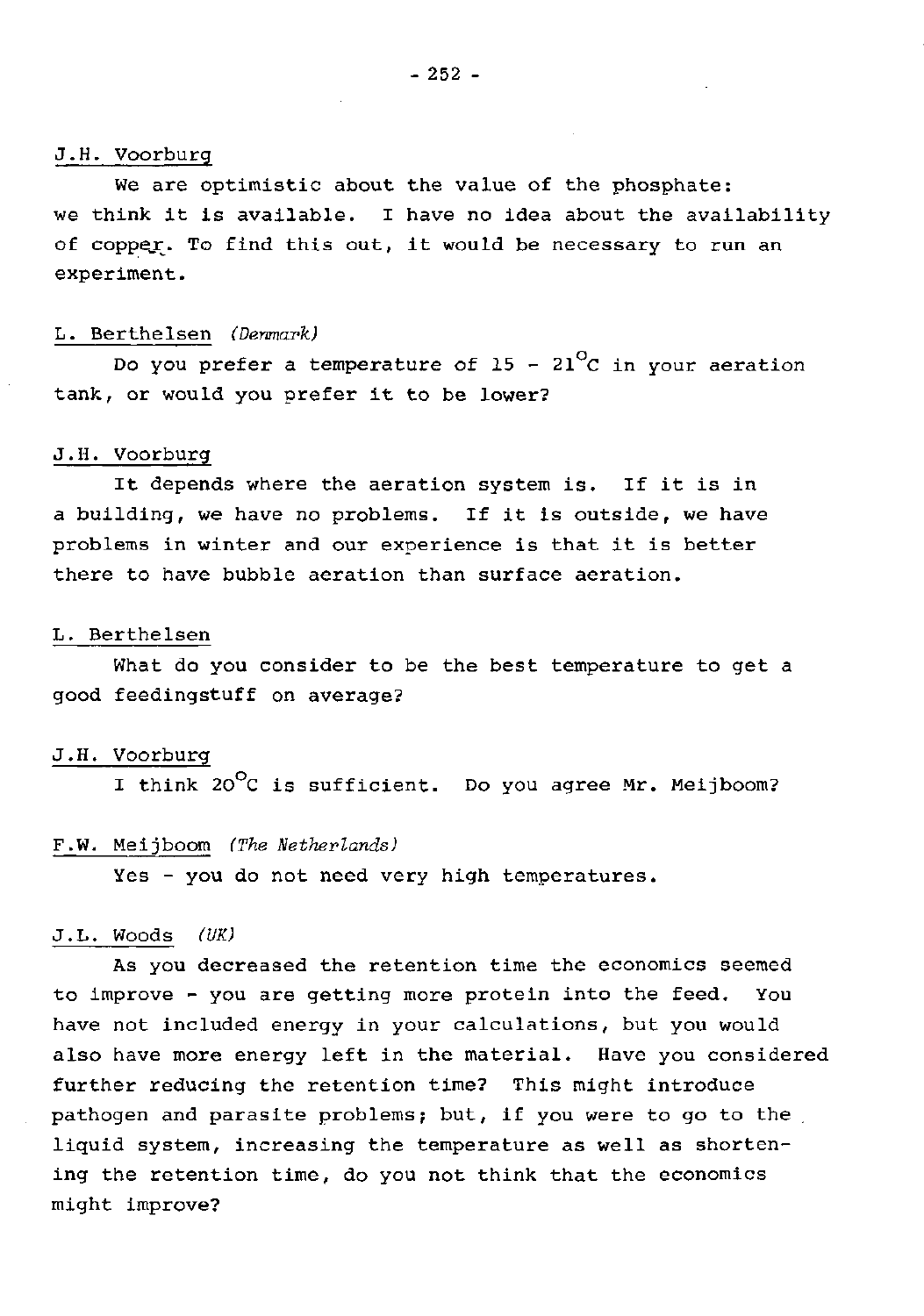J.H. Voorburg

We are optimistic about the value of the phosphate: we think it is available. I have no idea about the availability of copper. To find this out, it would be necessary to run an experiment.

L. Berthelsen *(Denmark)*

Do you prefer a temperature of 15 - 21$^{o}$C in your aeration tank, or would you prefer it to be lower?

J.H. Voorburg

It depends where the aeration system is. If it is in a building, we have no problems. If it is outside, we have problems in winter and our experience is that it is better there to have bubble aeration than surface aeration.

L. Berthelsen

What do you consider to be the best temperature to get a good feedingstuff on average?

J.H. Voorburg

I think 20$^{o}$C is sufficient. Do you agree Mr. Meijboom?

F.W. Meijboom *(The Netherlands)*

Yes - you do not need very high temperatures.

J.L. Woods *(UK)*

As you decreased the retention time the economics seemed to improve - you are getting more protein into the feed. You have not included energy in your calculations, but you would also have more energy left in the material. Have you considered further reducing the retention time? This might introduce pathogen and parasite problems; but, if you were to go to the liquid system, increasing the temperature as well as shortening the retention time, do you not think that the economics might improve?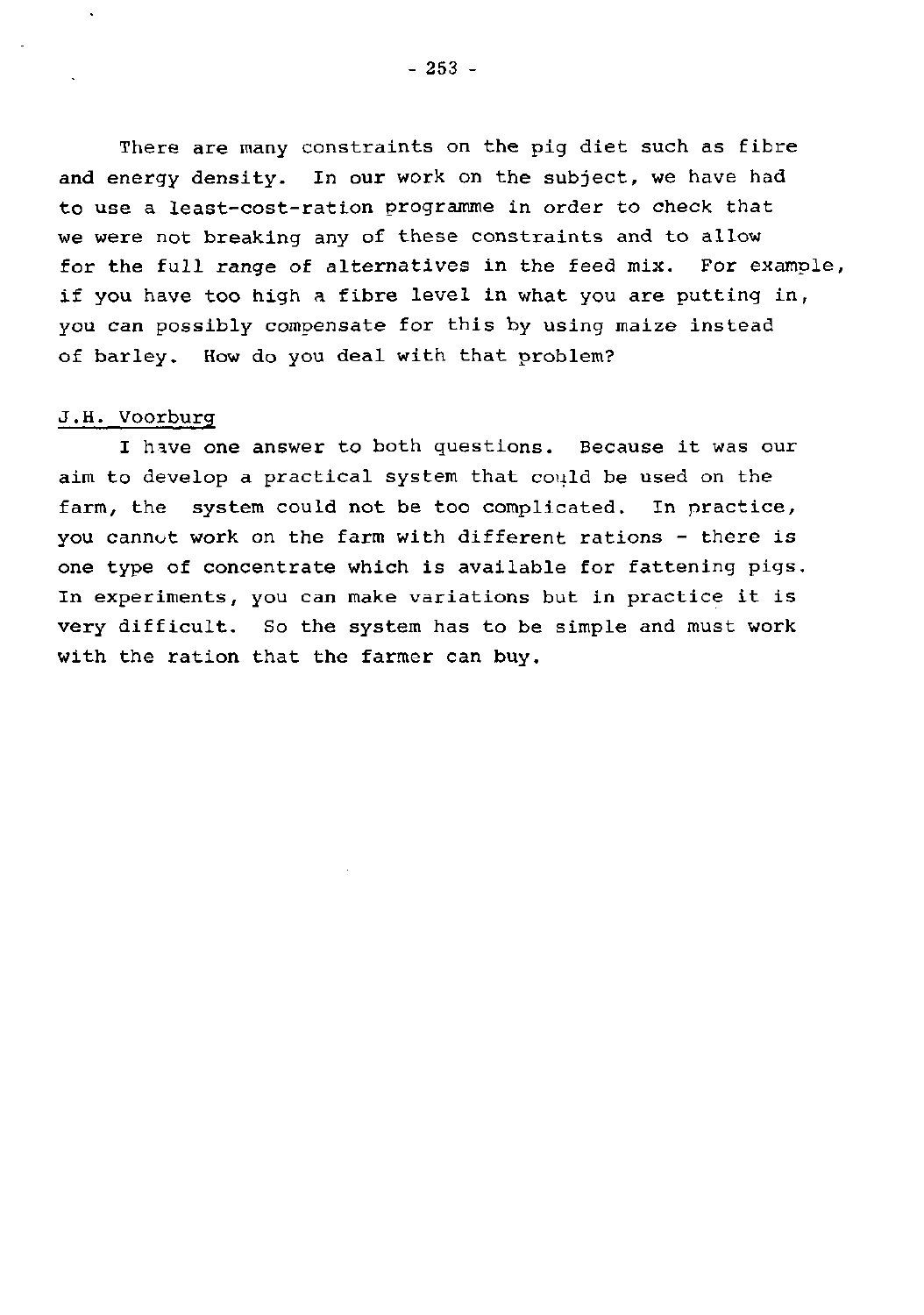There are many constraints on the pig diet such as fibre and energy density. In our work on the subject, we have had to use a least-cost-ration programme in order to check that we were not breaking any of these constraints and to allow for the full range of alternatives in the feed mix. For example, if you have too high a fibre level in what you are putting in, you can possibly compensate for this by using maize instead of barley. How do you deal with that problem?

J.H. Voorburg

I have one answer to both questions. Because it was our aim to develop a practical system that could be used on the farm, the system could not be too complicated. In practice, you cannot work on the farm with different rations - there is one type of concentrate which is available for fattening pigs. In experiments, you can make variations but in practice it is very difficult. So the system has to be simple and must work with the ration that the farmer can buy.